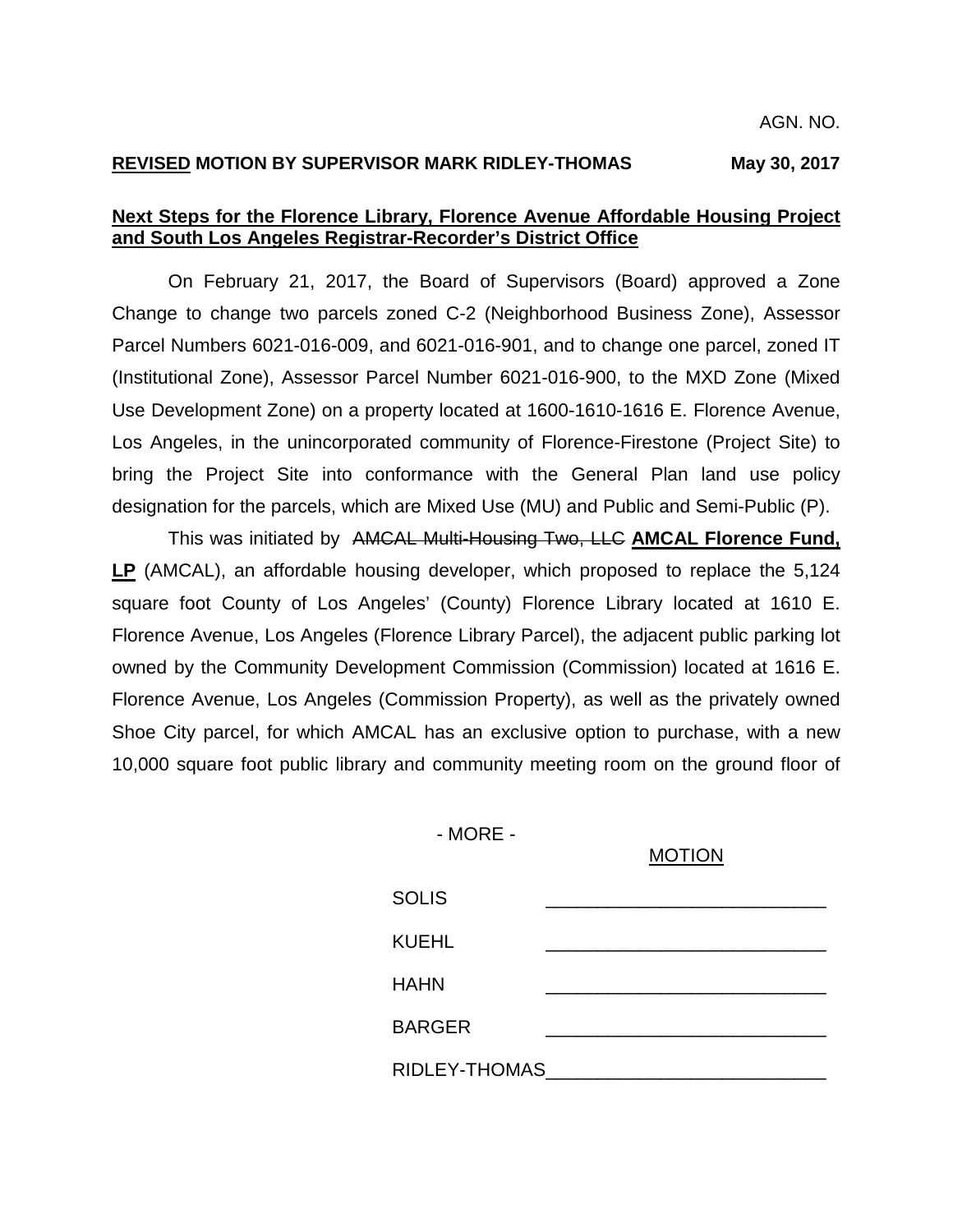AGN. NO.

**REVISED MOTION BY SUPERVISOR MARK RIDLEY-THOMAS** **May 30, 2017**

**Next Steps for the Florence Library, Florence Avenue Affordable Housing Project and South Los Angeles Registrar-Recorder's District Office**

On February 21, 2017, the Board of Supervisors (Board) approved a Zone Change to change two parcels zoned C-2 (Neighborhood Business Zone), Assessor Parcel Numbers 6021-016-009, and 6021-016-901, and to change one parcel, zoned IT (Institutional Zone), Assessor Parcel Number 6021-016-900, to the MXD Zone (Mixed Use Development Zone) on a property located at 1600-1610-1616 E. Florence Avenue, Los Angeles, in the unincorporated community of Florence-Firestone (Project Site) to bring the Project Site into conformance with the General Plan land use policy designation for the parcels, which are Mixed Use (MU) and Public and Semi-Public (P).

This was initiated by ~~AMCAL Multi-Housing Two, LLC~~ **AMCAL Florence Fund, LP** (AMCAL), an affordable housing developer, which proposed to replace the 5,124 square foot County of Los Angeles' (County) Florence Library located at 1610 E. Florence Avenue, Los Angeles (Florence Library Parcel), the adjacent public parking lot owned by the Community Development Commission (Commission) located at 1616 E. Florence Avenue, Los Angeles (Commission Property), as well as the privately owned Shoe City parcel, for which AMCAL has an exclusive option to purchase, with a new 10,000 square foot public library and community meeting room on the ground floor of

- MORE -

MOTION

SOLIS \_\_\_\_\_\_\_\_\_\_\_\_\_\_\_\_\_\_\_\_\_\_\_\_\_\_

KUEHL \_\_\_\_\_\_\_\_\_\_\_\_\_\_\_\_\_\_\_\_\_\_\_\_\_\_

HAHN \_\_\_\_\_\_\_\_\_\_\_\_\_\_\_\_\_\_\_\_\_\_\_\_\_\_

BARGER \_\_\_\_\_\_\_\_\_\_\_\_\_\_\_\_\_\_\_\_\_\_\_\_\_\_

RIDLEY-THOMAS \_\_\_\_\_\_\_\_\_\_\_\_\_\_\_\_\_\_\_\_\_\_\_\_\_\_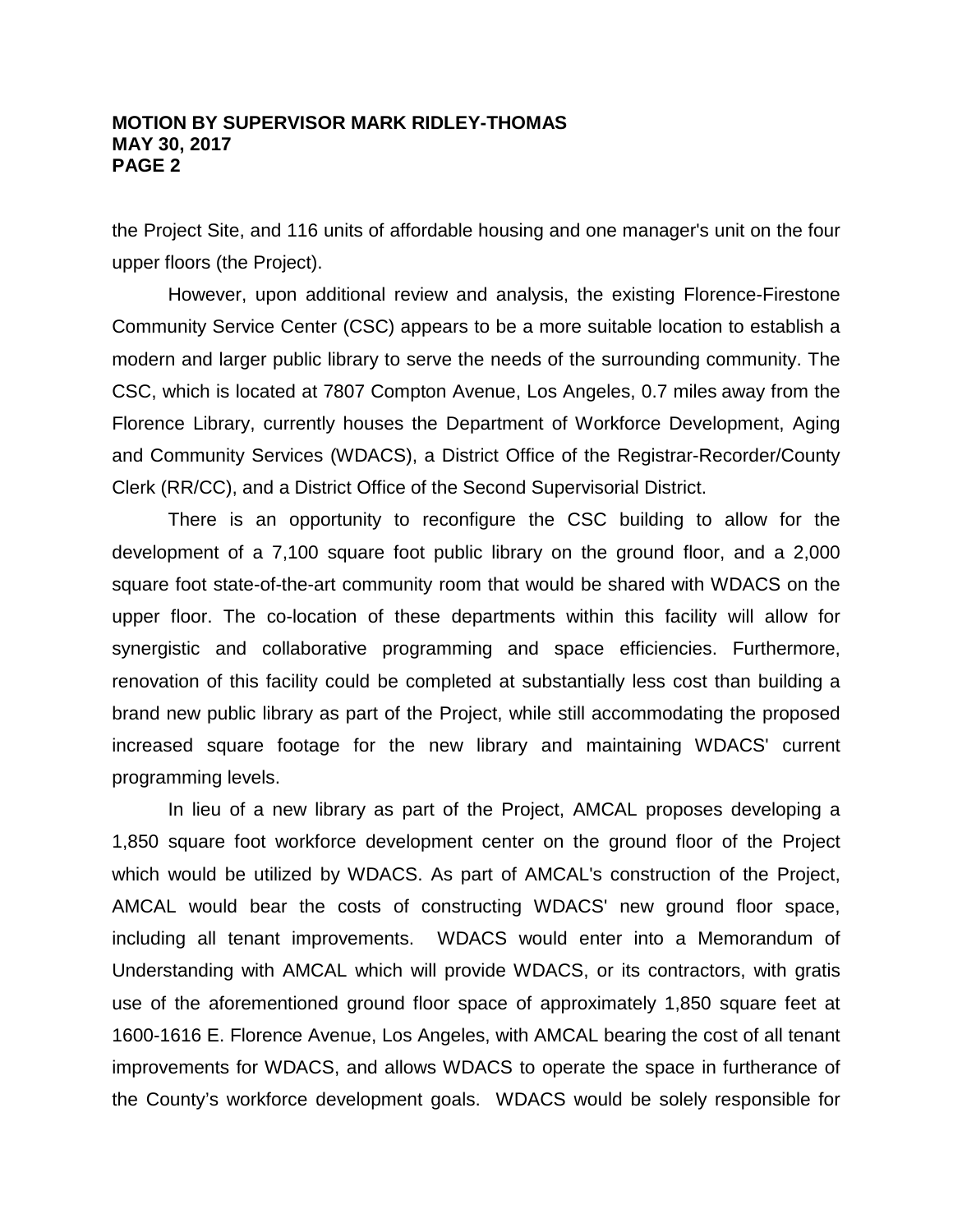the Project Site, and 116 units of affordable housing and one manager's unit on the four upper floors (the Project).

However, upon additional review and analysis, the existing Florence-Firestone Community Service Center (CSC) appears to be a more suitable location to establish a modern and larger public library to serve the needs of the surrounding community. The CSC, which is located at 7807 Compton Avenue, Los Angeles, 0.7 miles away from the Florence Library, currently houses the Department of Workforce Development, Aging and Community Services (WDACS), a District Office of the Registrar-Recorder/County Clerk (RR/CC), and a District Office of the Second Supervisorial District.

There is an opportunity to reconfigure the CSC building to allow for the development of a 7,100 square foot public library on the ground floor, and a 2,000 square foot state-of-the-art community room that would be shared with WDACS on the upper floor. The co-location of these departments within this facility will allow for synergistic and collaborative programming and space efficiencies. Furthermore, renovation of this facility could be completed at substantially less cost than building a brand new public library as part of the Project, while still accommodating the proposed increased square footage for the new library and maintaining WDACS' current programming levels.

In lieu of a new library as part of the Project, AMCAL proposes developing a 1,850 square foot workforce development center on the ground floor of the Project which would be utilized by WDACS. As part of AMCAL's construction of the Project, AMCAL would bear the costs of constructing WDACS' new ground floor space, including all tenant improvements. WDACS would enter into a Memorandum of Understanding with AMCAL which will provide WDACS, or its contractors, with gratis use of the aforementioned ground floor space of approximately 1,850 square feet at 1600-1616 E. Florence Avenue, Los Angeles, with AMCAL bearing the cost of all tenant improvements for WDACS, and allows WDACS to operate the space in furtherance of the County's workforce development goals. WDACS would be solely responsible for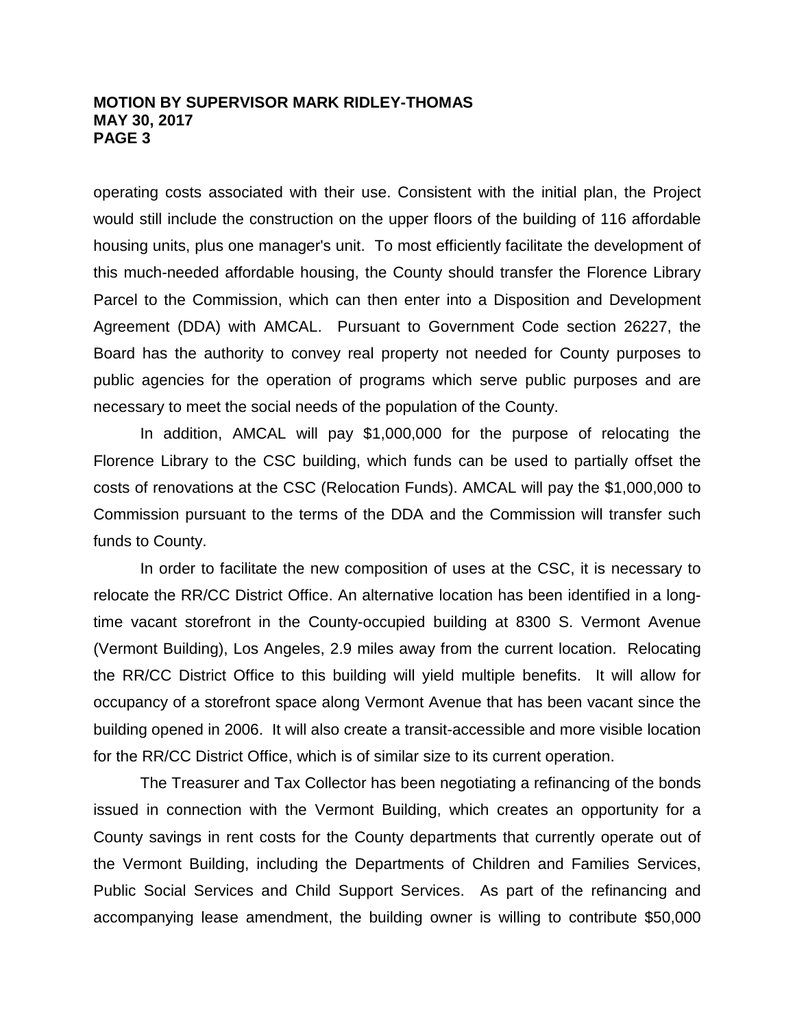operating costs associated with their use. Consistent with the initial plan, the Project would still include the construction on the upper floors of the building of 116 affordable housing units, plus one manager's unit. To most efficiently facilitate the development of this much-needed affordable housing, the County should transfer the Florence Library Parcel to the Commission, which can then enter into a Disposition and Development Agreement (DDA) with AMCAL. Pursuant to Government Code section 26227, the Board has the authority to convey real property not needed for County purposes to public agencies for the operation of programs which serve public purposes and are necessary to meet the social needs of the population of the County.

In addition, AMCAL will pay $1,000,000 for the purpose of relocating the Florence Library to the CSC building, which funds can be used to partially offset the costs of renovations at the CSC (Relocation Funds). AMCAL will pay the $1,000,000 to Commission pursuant to the terms of the DDA and the Commission will transfer such funds to County.

In order to facilitate the new composition of uses at the CSC, it is necessary to relocate the RR/CC District Office. An alternative location has been identified in a long-time vacant storefront in the County-occupied building at 8300 S. Vermont Avenue (Vermont Building), Los Angeles, 2.9 miles away from the current location. Relocating the RR/CC District Office to this building will yield multiple benefits. It will allow for occupancy of a storefront space along Vermont Avenue that has been vacant since the building opened in 2006. It will also create a transit-accessible and more visible location for the RR/CC District Office, which is of similar size to its current operation.

The Treasurer and Tax Collector has been negotiating a refinancing of the bonds issued in connection with the Vermont Building, which creates an opportunity for a County savings in rent costs for the County departments that currently operate out of the Vermont Building, including the Departments of Children and Families Services, Public Social Services and Child Support Services. As part of the refinancing and accompanying lease amendment, the building owner is willing to contribute $50,000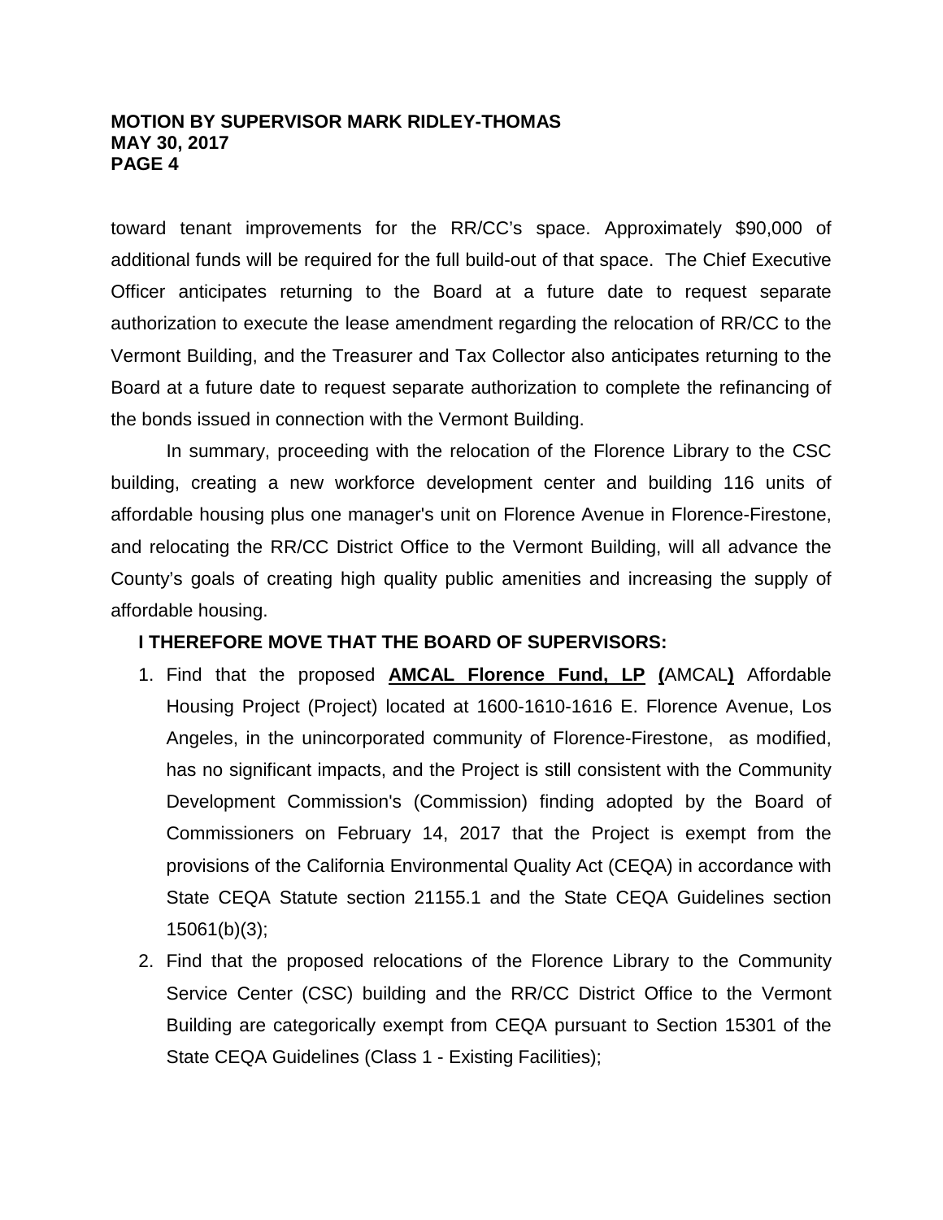toward tenant improvements for the RR/CC's space. Approximately $90,000 of additional funds will be required for the full build-out of that space. The Chief Executive Officer anticipates returning to the Board at a future date to request separate authorization to execute the lease amendment regarding the relocation of RR/CC to the Vermont Building, and the Treasurer and Tax Collector also anticipates returning to the Board at a future date to request separate authorization to complete the refinancing of the bonds issued in connection with the Vermont Building.

In summary, proceeding with the relocation of the Florence Library to the CSC building, creating a new workforce development center and building 116 units of affordable housing plus one manager's unit on Florence Avenue in Florence-Firestone, and relocating the RR/CC District Office to the Vermont Building, will all advance the County's goals of creating high quality public amenities and increasing the supply of affordable housing.

**I THEREFORE MOVE THAT THE BOARD OF SUPERVISORS:**

1. Find that the proposed **AMCAL Florence Fund, LP (**AMCAL**)** Affordable Housing Project (Project) located at 1600-1610-1616 E. Florence Avenue, Los Angeles, in the unincorporated community of Florence-Firestone, as modified, has no significant impacts, and the Project is still consistent with the Community Development Commission's (Commission) finding adopted by the Board of Commissioners on February 14, 2017 that the Project is exempt from the provisions of the California Environmental Quality Act (CEQA) in accordance with State CEQA Statute section 21155.1 and the State CEQA Guidelines section 15061(b)(3);
2. Find that the proposed relocations of the Florence Library to the Community Service Center (CSC) building and the RR/CC District Office to the Vermont Building are categorically exempt from CEQA pursuant to Section 15301 of the State CEQA Guidelines (Class 1 - Existing Facilities);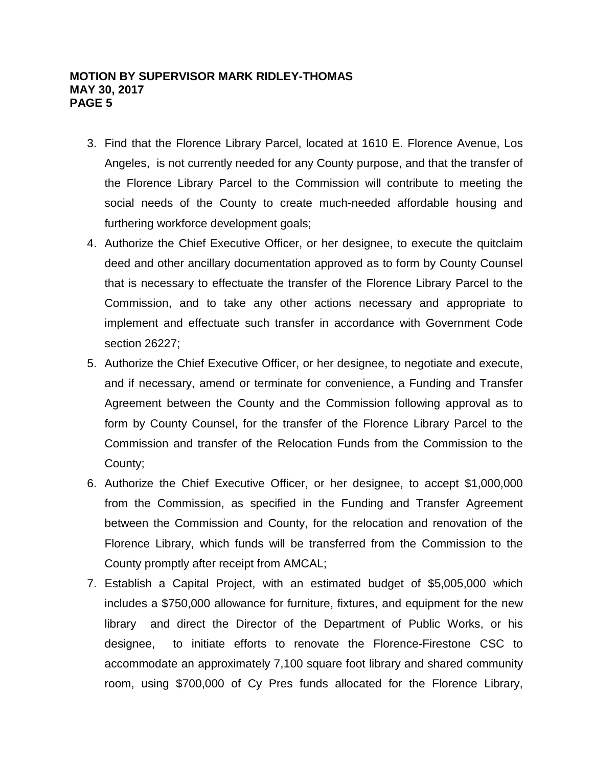3. Find that the Florence Library Parcel, located at 1610 E. Florence Avenue, Los Angeles, is not currently needed for any County purpose, and that the transfer of the Florence Library Parcel to the Commission will contribute to meeting the social needs of the County to create much-needed affordable housing and furthering workforce development goals;
4. Authorize the Chief Executive Officer, or her designee, to execute the quitclaim deed and other ancillary documentation approved as to form by County Counsel that is necessary to effectuate the transfer of the Florence Library Parcel to the Commission, and to take any other actions necessary and appropriate to implement and effectuate such transfer in accordance with Government Code section 26227;
5. Authorize the Chief Executive Officer, or her designee, to negotiate and execute, and if necessary, amend or terminate for convenience, a Funding and Transfer Agreement between the County and the Commission following approval as to form by County Counsel, for the transfer of the Florence Library Parcel to the Commission and transfer of the Relocation Funds from the Commission to the County;
6. Authorize the Chief Executive Officer, or her designee, to accept $1,000,000 from the Commission, as specified in the Funding and Transfer Agreement between the Commission and County, for the relocation and renovation of the Florence Library, which funds will be transferred from the Commission to the County promptly after receipt from AMCAL;
7. Establish a Capital Project, with an estimated budget of $5,005,000 which includes a $750,000 allowance for furniture, fixtures, and equipment for the new library and direct the Director of the Department of Public Works, or his designee, to initiate efforts to renovate the Florence-Firestone CSC to accommodate an approximately 7,100 square foot library and shared community room, using $700,000 of Cy Pres funds allocated for the Florence Library,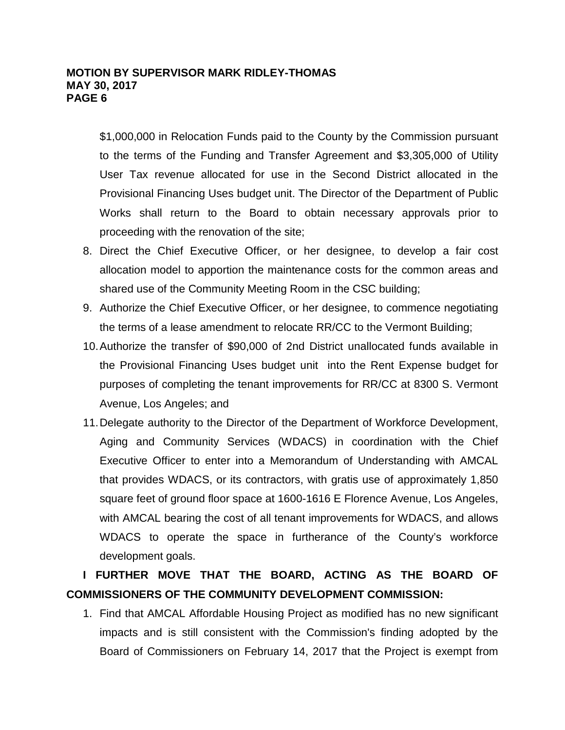$1,000,000 in Relocation Funds paid to the County by the Commission pursuant to the terms of the Funding and Transfer Agreement and $3,305,000 of Utility User Tax revenue allocated for use in the Second District allocated in the Provisional Financing Uses budget unit. The Director of the Department of Public Works shall return to the Board to obtain necessary approvals prior to proceeding with the renovation of the site;

8. Direct the Chief Executive Officer, or her designee, to develop a fair cost allocation model to apportion the maintenance costs for the common areas and shared use of the Community Meeting Room in the CSC building;
9. Authorize the Chief Executive Officer, or her designee, to commence negotiating the terms of a lease amendment to relocate RR/CC to the Vermont Building;
10. Authorize the transfer of $90,000 of 2nd District unallocated funds available in the Provisional Financing Uses budget unit into the Rent Expense budget for purposes of completing the tenant improvements for RR/CC at 8300 S. Vermont Avenue, Los Angeles; and
11. Delegate authority to the Director of the Department of Workforce Development, Aging and Community Services (WDACS) in coordination with the Chief Executive Officer to enter into a Memorandum of Understanding with AMCAL that provides WDACS, or its contractors, with gratis use of approximately 1,850 square feet of ground floor space at 1600-1616 E Florence Avenue, Los Angeles, with AMCAL bearing the cost of all tenant improvements for WDACS, and allows WDACS to operate the space in furtherance of the County's workforce development goals.

**I FURTHER MOVE THAT THE BOARD, ACTING AS THE BOARD OF COMMISSIONERS OF THE COMMUNITY DEVELOPMENT COMMISSION:**

1. Find that AMCAL Affordable Housing Project as modified has no new significant impacts and is still consistent with the Commission's finding adopted by the Board of Commissioners on February 14, 2017 that the Project is exempt from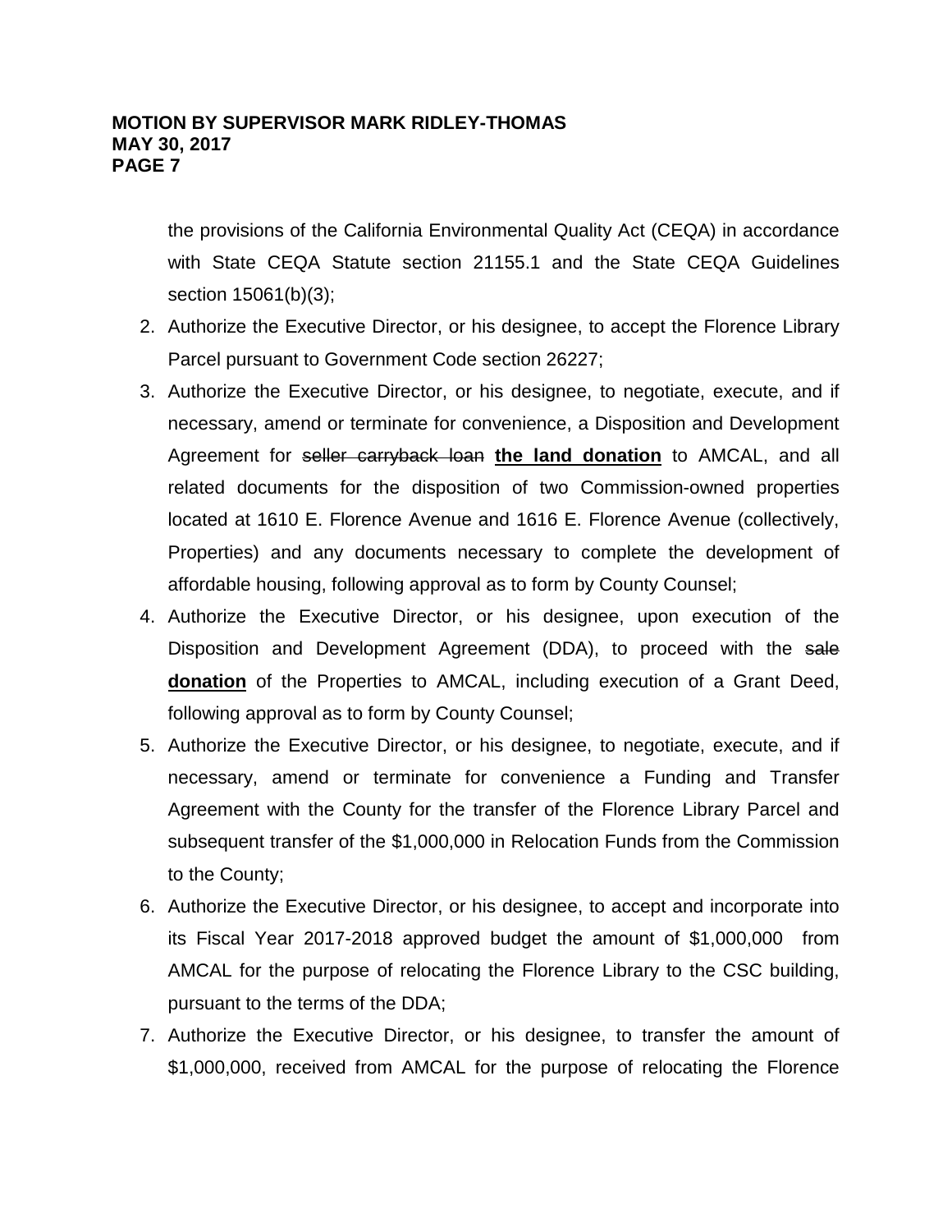the provisions of the California Environmental Quality Act (CEQA) in accordance with State CEQA Statute section 21155.1 and the State CEQA Guidelines section 15061(b)(3);

2. Authorize the Executive Director, or his designee, to accept the Florence Library Parcel pursuant to Government Code section 26227;
3. Authorize the Executive Director, or his designee, to negotiate, execute, and if necessary, amend or terminate for convenience, a Disposition and Development Agreement for ~~seller carryback loan~~ **the land donation** to AMCAL, and all related documents for the disposition of two Commission-owned properties located at 1610 E. Florence Avenue and 1616 E. Florence Avenue (collectively, Properties) and any documents necessary to complete the development of affordable housing, following approval as to form by County Counsel;
4. Authorize the Executive Director, or his designee, upon execution of the Disposition and Development Agreement (DDA), to proceed with the ~~sale~~ **donation** of the Properties to AMCAL, including execution of a Grant Deed, following approval as to form by County Counsel;
5. Authorize the Executive Director, or his designee, to negotiate, execute, and if necessary, amend or terminate for convenience a Funding and Transfer Agreement with the County for the transfer of the Florence Library Parcel and subsequent transfer of the $1,000,000 in Relocation Funds from the Commission to the County;
6. Authorize the Executive Director, or his designee, to accept and incorporate into its Fiscal Year 2017-2018 approved budget the amount of $1,000,000 from AMCAL for the purpose of relocating the Florence Library to the CSC building, pursuant to the terms of the DDA;
7. Authorize the Executive Director, or his designee, to transfer the amount of $1,000,000, received from AMCAL for the purpose of relocating the Florence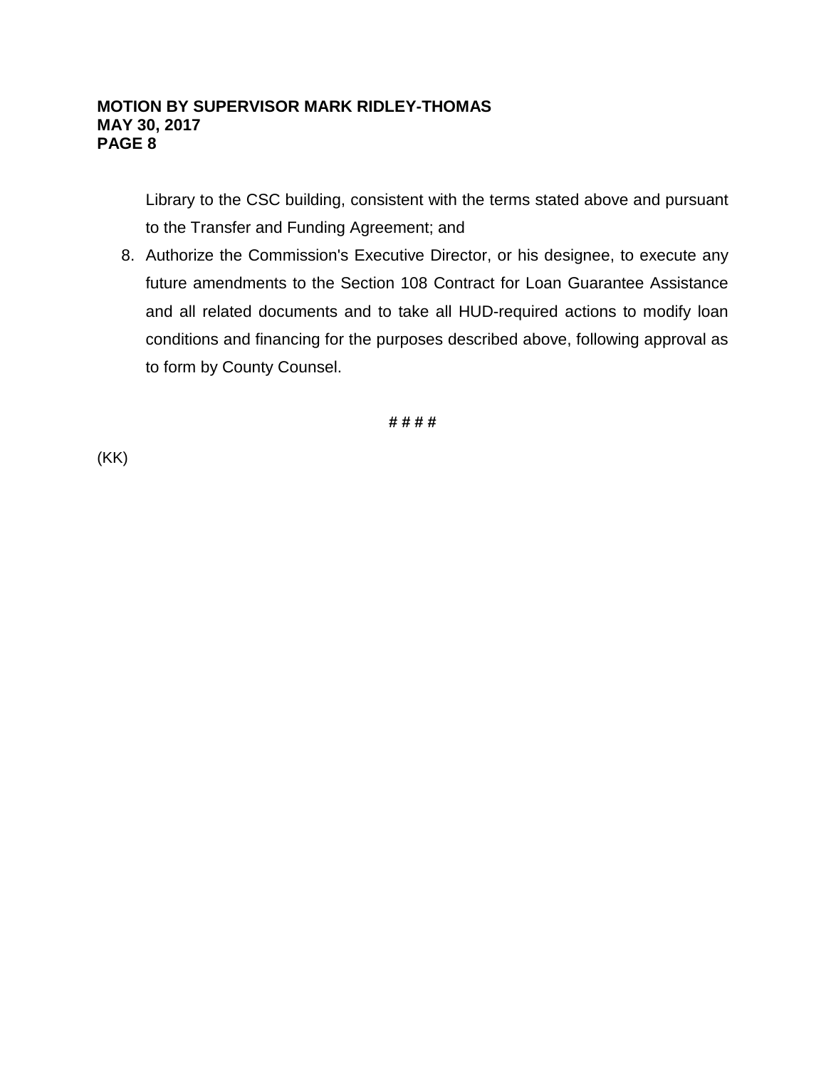Library to the CSC building, consistent with the terms stated above and pursuant to the Transfer and Funding Agreement; and

8. Authorize the Commission's Executive Director, or his designee, to execute any future amendments to the Section 108 Contract for Loan Guarantee Assistance and all related documents and to take all HUD-required actions to modify loan conditions and financing for the purposes described above, following approval as to form by County Counsel.

# # # #

(KK)